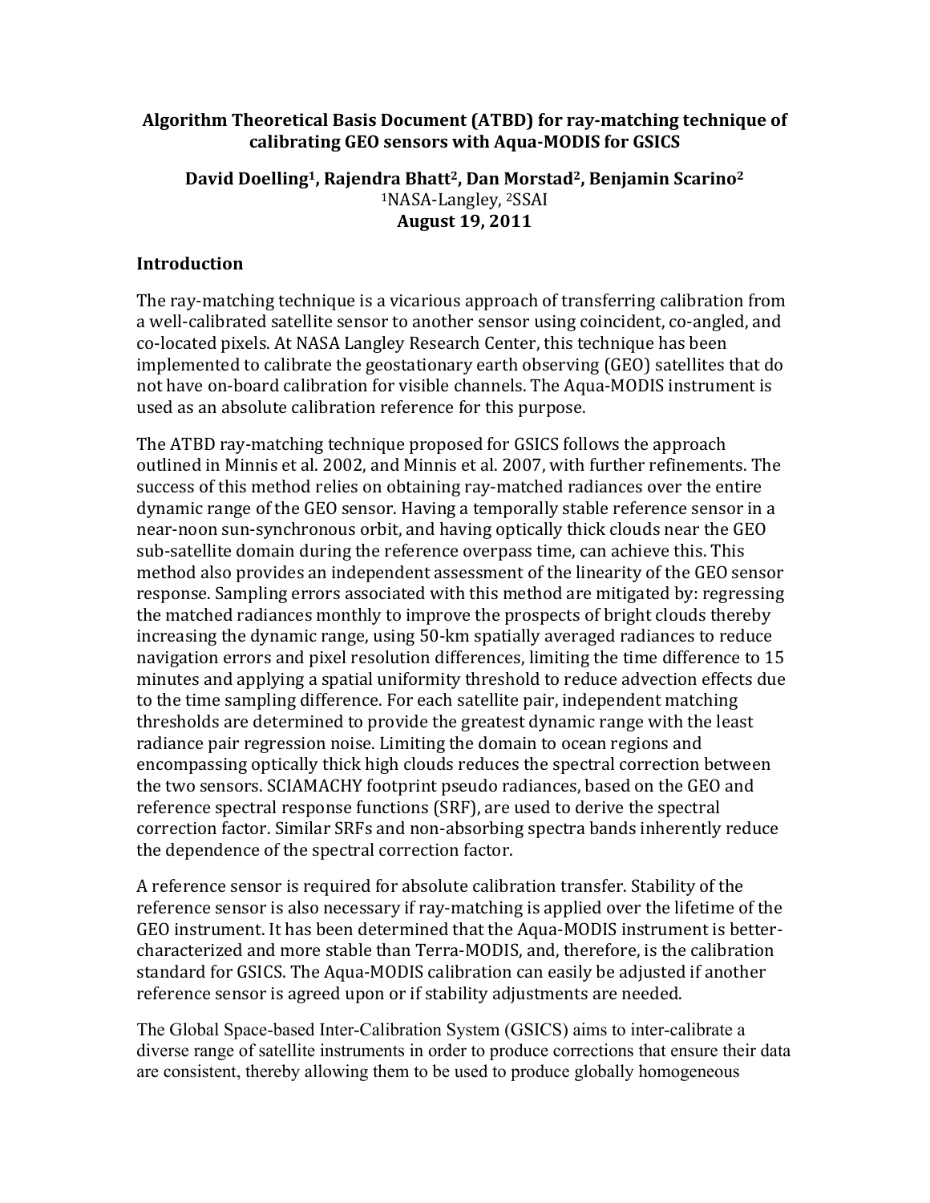# Algorithm Theoretical Basis Document (ATBD) for ray-matching technique of calibrating GEO sensors with Aqua-MODIS for GSICS

**David Doelling[1], Rajendra Bhatt[2], Dan Morstad[2], Benjamin Scarino[2]**

[1]NASA-Langley, [2]SSAI

**August 19, 2011**

## Introduction

The ray-matching technique is a vicarious approach of transferring calibration from a well-calibrated satellite sensor to another sensor using coincident, co-angled, and co-located pixels. At NASA Langley Research Center, this technique has been implemented to calibrate the geostationary earth observing (GEO) satellites that do not have on-board calibration for visible channels. The Aqua-MODIS instrument is used as an absolute calibration reference for this purpose.

The ATBD ray-matching technique proposed for GSICS follows the approach outlined in Minnis et al. 2002, and Minnis et al. 2007, with further refinements. The success of this method relies on obtaining ray-matched radiances over the entire dynamic range of the GEO sensor. Having a temporally stable reference sensor in a near-noon sun-synchronous orbit, and having optically thick clouds near the GEO sub-satellite domain during the reference overpass time, can achieve this. This method also provides an independent assessment of the linearity of the GEO sensor response. Sampling errors associated with this method are mitigated by: regressing the matched radiances monthly to improve the prospects of bright clouds thereby increasing the dynamic range, using 50-km spatially averaged radiances to reduce navigation errors and pixel resolution differences, limiting the time difference to 15 minutes and applying a spatial uniformity threshold to reduce advection effects due to the time sampling difference. For each satellite pair, independent matching thresholds are determined to provide the greatest dynamic range with the least radiance pair regression noise. Limiting the domain to ocean regions and encompassing optically thick high clouds reduces the spectral correction between the two sensors. SCIAMACHY footprint pseudo radiances, based on the GEO and reference spectral response functions (SRF), are used to derive the spectral correction factor. Similar SRFs and non-absorbing spectra bands inherently reduce the dependence of the spectral correction factor.

A reference sensor is required for absolute calibration transfer. Stability of the reference sensor is also necessary if ray-matching is applied over the lifetime of the GEO instrument. It has been determined that the Aqua-MODIS instrument is better-characterized and more stable than Terra-MODIS, and, therefore, is the calibration standard for GSICS. The Aqua-MODIS calibration can easily be adjusted if another reference sensor is agreed upon or if stability adjustments are needed.

The Global Space-based Inter-Calibration System (GSICS) aims to inter-calibrate a diverse range of satellite instruments in order to produce corrections that ensure their data are consistent, thereby allowing them to be used to produce globally homogeneous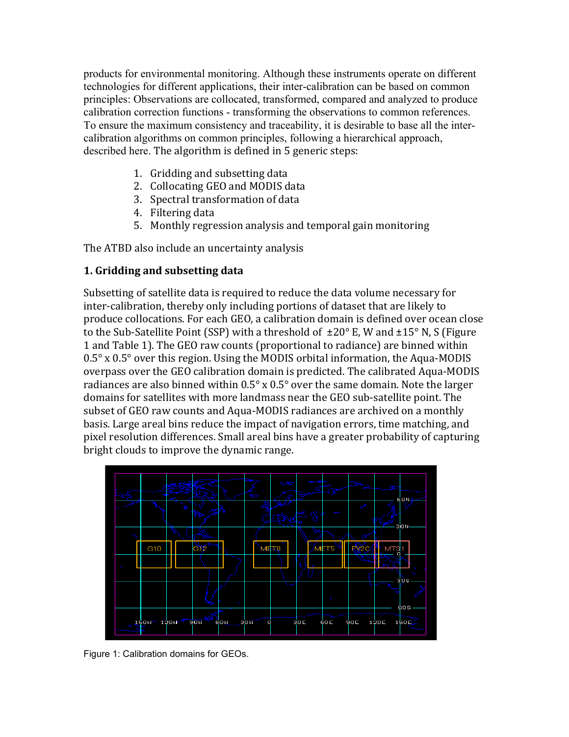products for environmental monitoring. Although these instruments operate on different technologies for different applications, their inter-calibration can be based on common principles: Observations are collocated, transformed, compared and analyzed to produce calibration correction functions - transforming the observations to common references. To ensure the maximum consistency and traceability, it is desirable to base all the inter-calibration algorithms on common principles, following a hierarchical approach, described here. The algorithm is defined in 5 generic steps:

1. Gridding and subsetting data
2. Collocating GEO and MODIS data
3. Spectral transformation of data
4. Filtering data
5. Monthly regression analysis and temporal gain monitoring

The ATBD also include an uncertainty analysis

## 1. Gridding and subsetting data

Subsetting of satellite data is required to reduce the data volume necessary for inter-calibration, thereby only including portions of dataset that are likely to produce collocations. For each GEO, a calibration domain is defined over ocean close to the Sub-Satellite Point (SSP) with a threshold of ±20° E, W and ±15° N, S (Figure 1 and Table 1). The GEO raw counts (proportional to radiance) are binned within 0.5° x 0.5° over this region. Using the MODIS orbital information, the Aqua-MODIS overpass over the GEO calibration domain is predicted. The calibrated Aqua-MODIS radiances are also binned within 0.5° x 0.5° over the same domain. Note the larger domains for satellites with more landmass near the GEO sub-satellite point. The subset of GEO raw counts and Aqua-MODIS radiances are archived on a monthly basis. Large areal bins reduce the impact of navigation errors, time matching, and pixel resolution differences. Small areal bins have a greater probability of capturing bright clouds to improve the dynamic range.

Figure 1: Calibration domains for GEOs.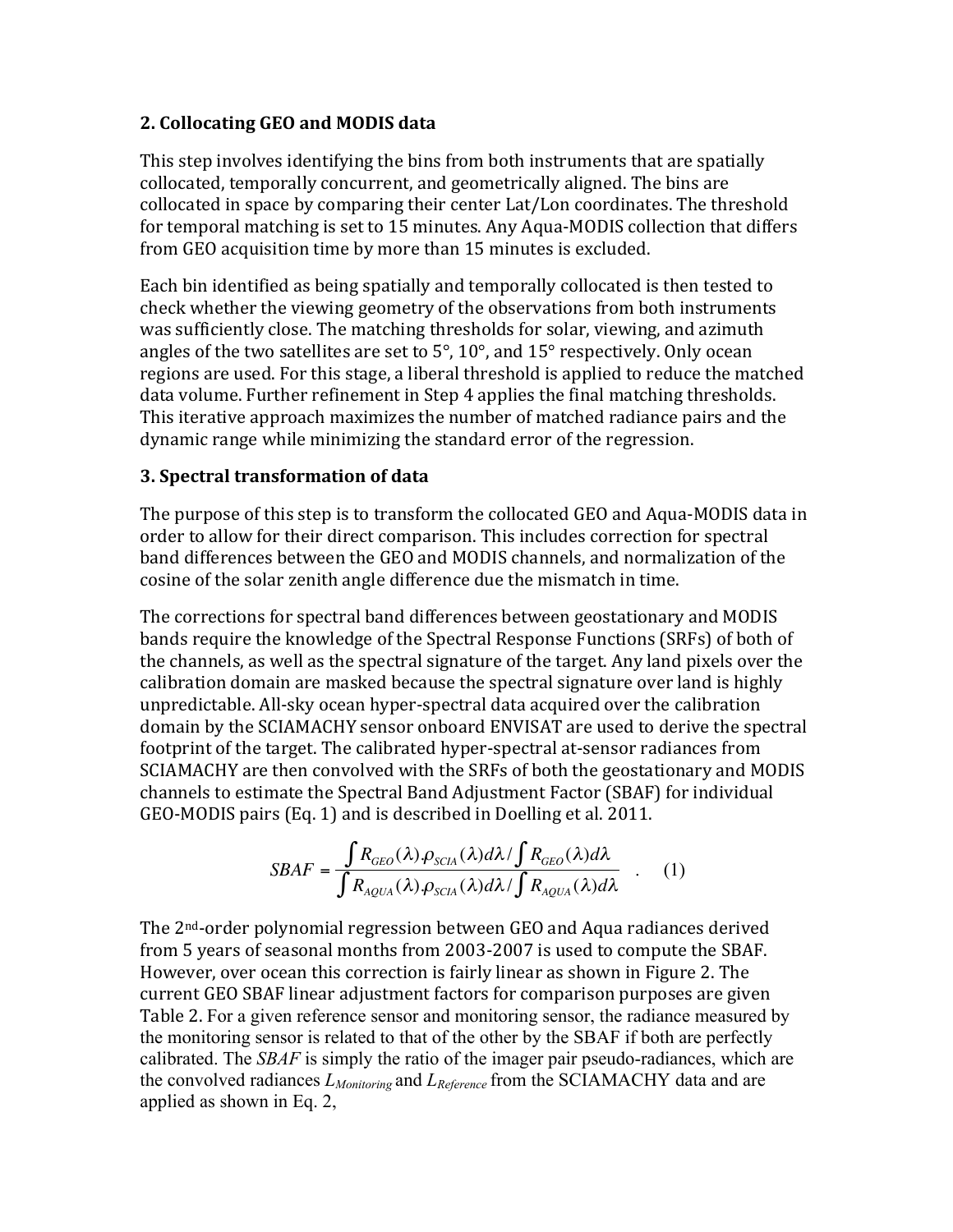## 2. Collocating GEO and MODIS data

This step involves identifying the bins from both instruments that are spatially collocated, temporally concurrent, and geometrically aligned. The bins are collocated in space by comparing their center Lat/Lon coordinates. The threshold for temporal matching is set to 15 minutes. Any Aqua-MODIS collection that differs from GEO acquisition time by more than 15 minutes is excluded.

Each bin identified as being spatially and temporally collocated is then tested to check whether the viewing geometry of the observations from both instruments was sufficiently close. The matching thresholds for solar, viewing, and azimuth angles of the two satellites are set to 5°, 10°, and 15° respectively. Only ocean regions are used. For this stage, a liberal threshold is applied to reduce the matched data volume. Further refinement in Step 4 applies the final matching thresholds. This iterative approach maximizes the number of matched radiance pairs and the dynamic range while minimizing the standard error of the regression.

## 3. Spectral transformation of data

The purpose of this step is to transform the collocated GEO and Aqua-MODIS data in order to allow for their direct comparison. This includes correction for spectral band differences between the GEO and MODIS channels, and normalization of the cosine of the solar zenith angle difference due the mismatch in time.

The corrections for spectral band differences between geostationary and MODIS bands require the knowledge of the Spectral Response Functions (SRFs) of both of the channels, as well as the spectral signature of the target. Any land pixels over the calibration domain are masked because the spectral signature over land is highly unpredictable. All-sky ocean hyper-spectral data acquired over the calibration domain by the SCIAMACHY sensor onboard ENVISAT are used to derive the spectral footprint of the target. The calibrated hyper-spectral at-sensor radiances from SCIAMACHY are then convolved with the SRFs of both the geostationary and MODIS channels to estimate the Spectral Band Adjustment Factor (SBAF) for individual GEO-MODIS pairs (Eq. 1) and is described in Doelling et al. 2011.

$$SBAF = \frac{\int R_{GEO}(\lambda).\rho_{SCIA}(\lambda)d\lambda / \int R_{GEO}(\lambda)d\lambda}{\int R_{AQUA}(\lambda).\rho_{SCIA}(\lambda)d\lambda / \int R_{AQUA}(\lambda)d\lambda} \quad . \quad (1)$$

The 2nd-order polynomial regression between GEO and Aqua radiances derived from 5 years of seasonal months from 2003-2007 is used to compute the SBAF. However, over ocean this correction is fairly linear as shown in Figure 2. The current GEO SBAF linear adjustment factors for comparison purposes are given Table 2. For a given reference sensor and monitoring sensor, the radiance measured by the monitoring sensor is related to that of the other by the SBAF if both are perfectly calibrated. The *SBAF* is simply the ratio of the imager pair pseudo-radiances, which are the convolved radiances $L_{Monitoring}$ and $L_{Reference}$ from the SCIAMACHY data and are applied as shown in Eq. 2,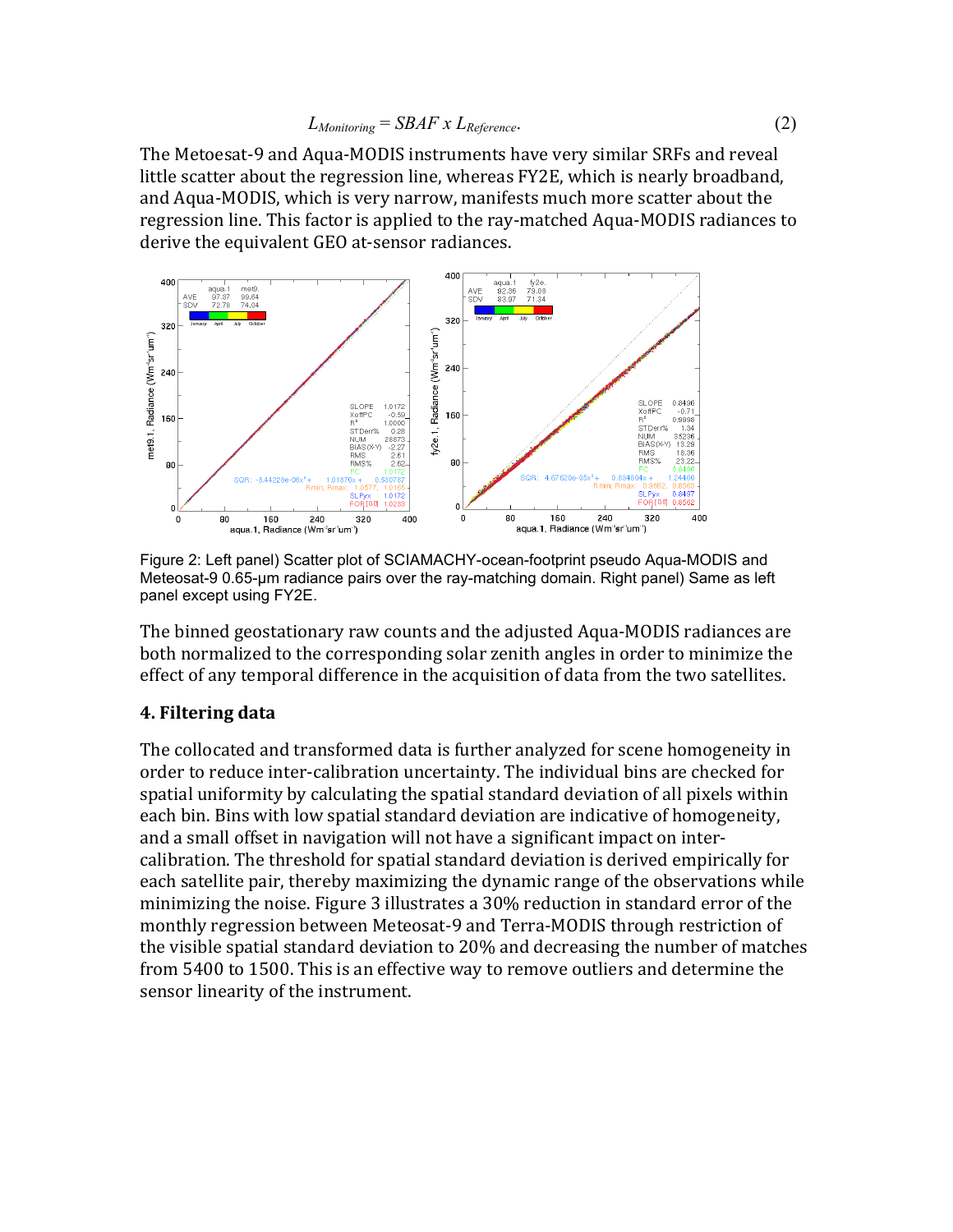$$L_{Monitoring} = SBAF \; x \; L_{Reference}. \tag{2}$$

The Metoesat-9 and Aqua-MODIS instruments have very similar SRFs and reveal little scatter about the regression line, whereas FY2E, which is nearly broadband, and Aqua-MODIS, which is very narrow, manifests much more scatter about the regression line. This factor is applied to the ray-matched Aqua-MODIS radiances to derive the equivalent GEO at-sensor radiances.

Figure 2: Left panel) Scatter plot of SCIAMACHY-ocean-footprint pseudo Aqua-MODIS and Meteosat-9 0.65-μm radiance pairs over the ray-matching domain. Right panel) Same as left panel except using FY2E.

The binned geostationary raw counts and the adjusted Aqua-MODIS radiances are both normalized to the corresponding solar zenith angles in order to minimize the effect of any temporal difference in the acquisition of data from the two satellites.

## 4. Filtering data

The collocated and transformed data is further analyzed for scene homogeneity in order to reduce inter-calibration uncertainty. The individual bins are checked for spatial uniformity by calculating the spatial standard deviation of all pixels within each bin. Bins with low spatial standard deviation are indicative of homogeneity, and a small offset in navigation will not have a significant impact on inter-calibration. The threshold for spatial standard deviation is derived empirically for each satellite pair, thereby maximizing the dynamic range of the observations while minimizing the noise. Figure 3 illustrates a 30% reduction in standard error of the monthly regression between Meteosat-9 and Terra-MODIS through restriction of the visible spatial standard deviation to 20% and decreasing the number of matches from 5400 to 1500. This is an effective way to remove outliers and determine the sensor linearity of the instrument.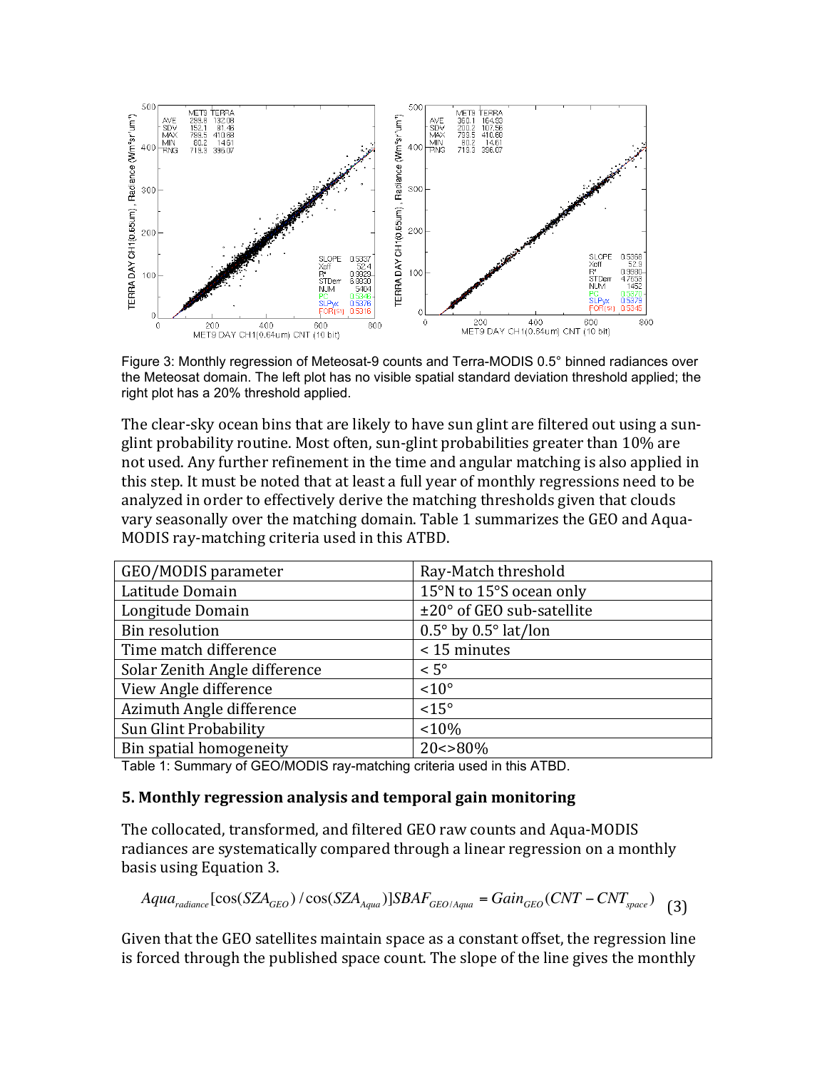Figure 3: Monthly regression of Meteosat-9 counts and Terra-MODIS 0.5° binned radiances over the Meteosat domain. The left plot has no visible spatial standard deviation threshold applied; the right plot has a 20% threshold applied.

The clear-sky ocean bins that are likely to have sun glint are filtered out using a sun-glint probability routine. Most often, sun-glint probabilities greater than 10% are not used. Any further refinement in the time and angular matching is also applied in this step. It must be noted that at least a full year of monthly regressions need to be analyzed in order to effectively derive the matching thresholds given that clouds vary seasonally over the matching domain. Table 1 summarizes the GEO and Aqua-MODIS ray-matching criteria used in this ATBD.

| GEO/MODIS parameter | Ray-Match threshold |
|---|---|
| Latitude Domain | 15°N to 15°S ocean only |
| Longitude Domain | ±20° of GEO sub-satellite |
| Bin resolution | 0.5° by 0.5° lat/lon |
| Time match difference | < 15 minutes |
| Solar Zenith Angle difference | < 5° |
| View Angle difference | <10° |
| Azimuth Angle difference | <15° |
| Sun Glint Probability | <10% |
| Bin spatial homogeneity | 20<>80% |

Table 1: Summary of GEO/MODIS ray-matching criteria used in this ATBD.

## 5. Monthly regression analysis and temporal gain monitoring

The collocated, transformed, and filtered GEO raw counts and Aqua-MODIS radiances are systematically compared through a linear regression on a monthly basis using Equation 3.

$$Aqua_{radiance}[\cos(SZA_{GEO})/\cos(SZA_{Aqua})]SBAF_{GEO/Aqua} = Gain_{GEO}(CNT - CNT_{space}) \quad (3)$$

Given that the GEO satellites maintain space as a constant offset, the regression line is forced through the published space count. The slope of the line gives the monthly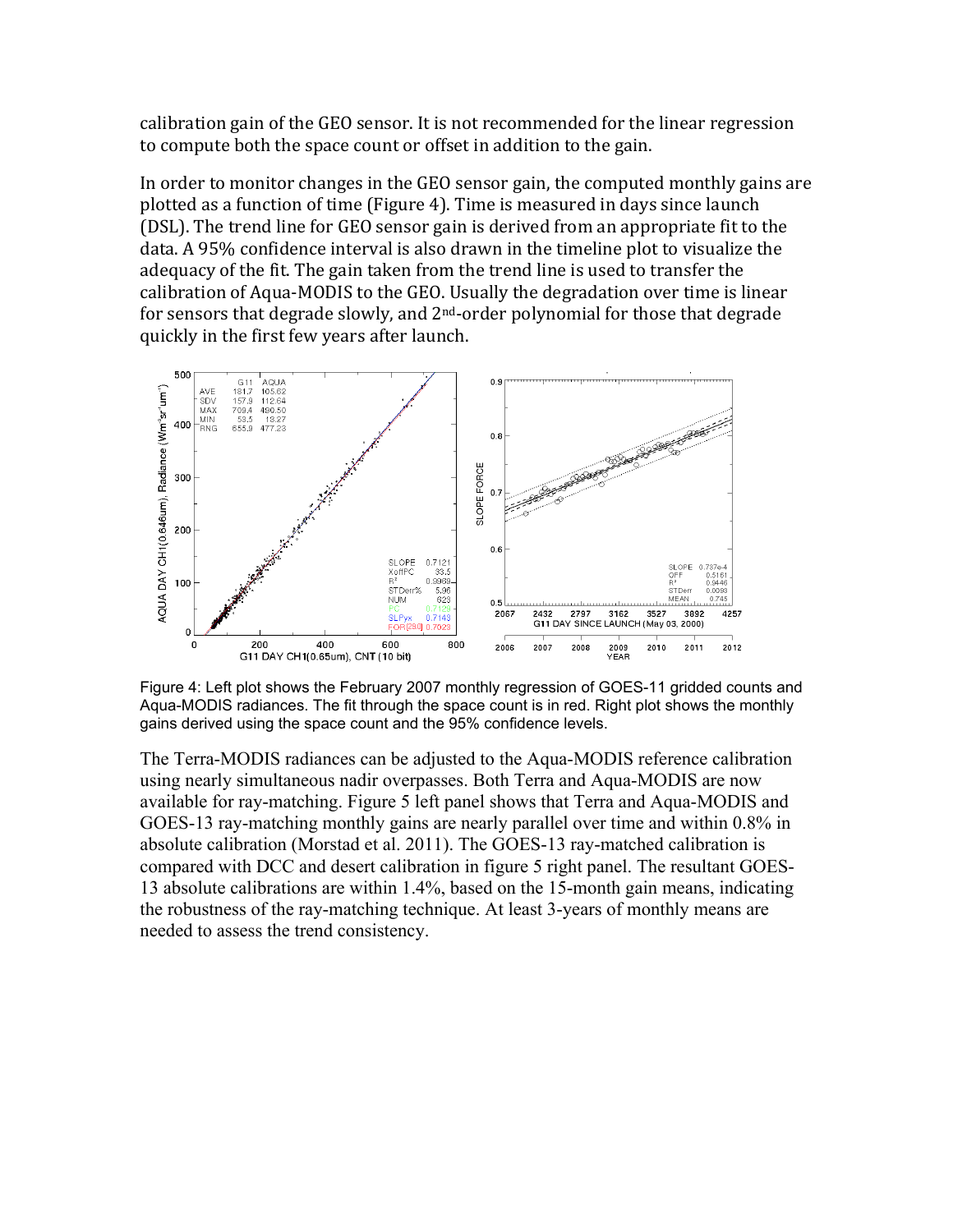calibration gain of the GEO sensor. It is not recommended for the linear regression to compute both the space count or offset in addition to the gain.

In order to monitor changes in the GEO sensor gain, the computed monthly gains are plotted as a function of time (Figure 4). Time is measured in days since launch (DSL). The trend line for GEO sensor gain is derived from an appropriate fit to the data. A 95% confidence interval is also drawn in the timeline plot to visualize the adequacy of the fit. The gain taken from the trend line is used to transfer the calibration of Aqua-MODIS to the GEO. Usually the degradation over time is linear for sensors that degrade slowly, and 2nd-order polynomial for those that degrade quickly in the first few years after launch.

Figure 4: Left plot shows the February 2007 monthly regression of GOES-11 gridded counts and Aqua-MODIS radiances. The fit through the space count is in red. Right plot shows the monthly gains derived using the space count and the 95% confidence levels.

The Terra-MODIS radiances can be adjusted to the Aqua-MODIS reference calibration using nearly simultaneous nadir overpasses. Both Terra and Aqua-MODIS are now available for ray-matching. Figure 5 left panel shows that Terra and Aqua-MODIS and GOES-13 ray-matching monthly gains are nearly parallel over time and within 0.8% in absolute calibration (Morstad et al. 2011). The GOES-13 ray-matched calibration is compared with DCC and desert calibration in figure 5 right panel. The resultant GOES-13 absolute calibrations are within 1.4%, based on the 15-month gain means, indicating the robustness of the ray-matching technique. At least 3-years of monthly means are needed to assess the trend consistency.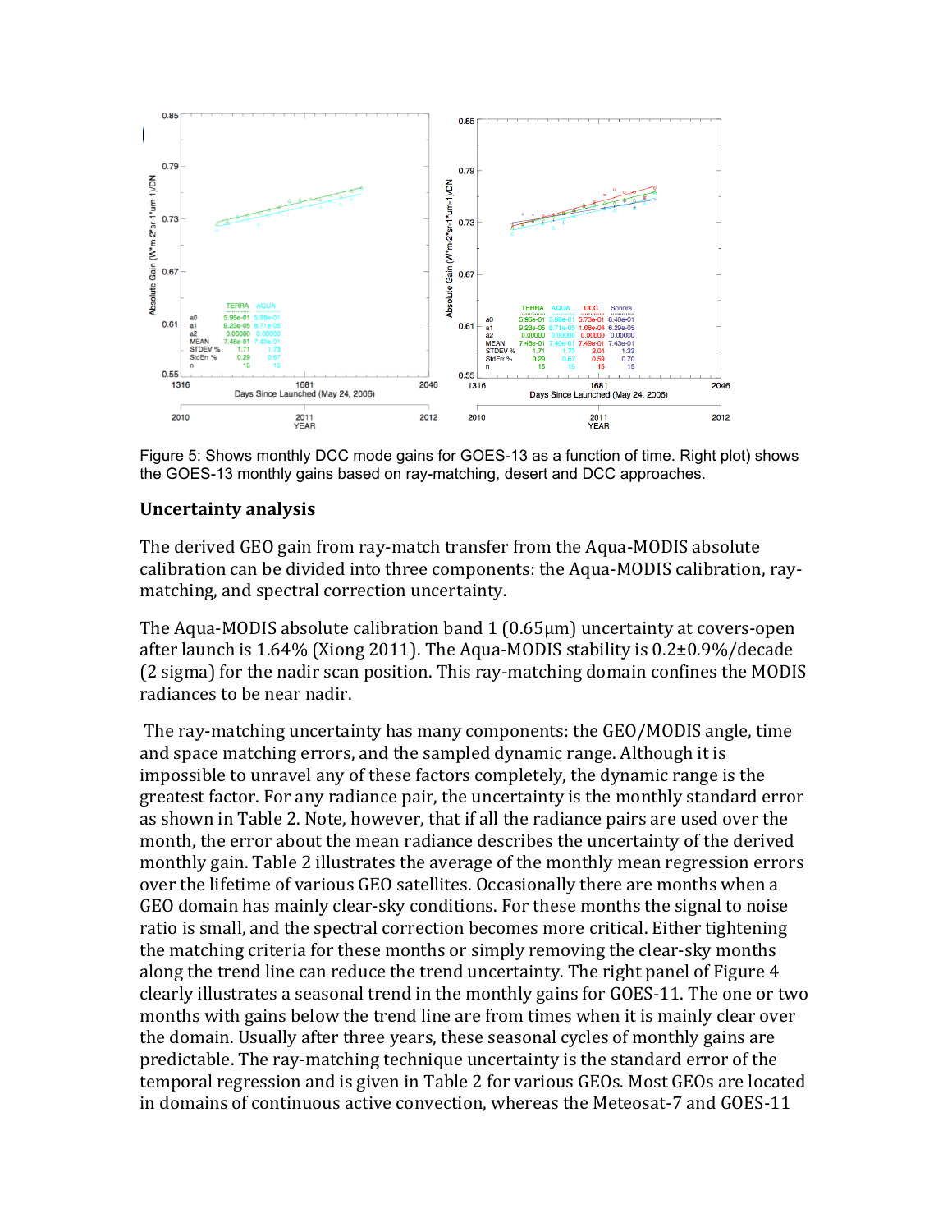Figure 5: Shows monthly DCC mode gains for GOES-13 as a function of time. Right plot) shows the GOES-13 monthly gains based on ray-matching, desert and DCC approaches.

## Uncertainty analysis

The derived GEO gain from ray-match transfer from the Aqua-MODIS absolute calibration can be divided into three components: the Aqua-MODIS calibration, ray-matching, and spectral correction uncertainty.

The Aqua-MODIS absolute calibration band 1 (0.65μm) uncertainty at covers-open after launch is 1.64% (Xiong 2011). The Aqua-MODIS stability is 0.2±0.9%/decade (2 sigma) for the nadir scan position. This ray-matching domain confines the MODIS radiances to be near nadir.

The ray-matching uncertainty has many components: the GEO/MODIS angle, time and space matching errors, and the sampled dynamic range. Although it is impossible to unravel any of these factors completely, the dynamic range is the greatest factor. For any radiance pair, the uncertainty is the monthly standard error as shown in Table 2. Note, however, that if all the radiance pairs are used over the month, the error about the mean radiance describes the uncertainty of the derived monthly gain. Table 2 illustrates the average of the monthly mean regression errors over the lifetime of various GEO satellites. Occasionally there are months when a GEO domain has mainly clear-sky conditions. For these months the signal to noise ratio is small, and the spectral correction becomes more critical. Either tightening the matching criteria for these months or simply removing the clear-sky months along the trend line can reduce the trend uncertainty. The right panel of Figure 4 clearly illustrates a seasonal trend in the monthly gains for GOES-11. The one or two months with gains below the trend line are from times when it is mainly clear over the domain. Usually after three years, these seasonal cycles of monthly gains are predictable. The ray-matching technique uncertainty is the standard error of the temporal regression and is given in Table 2 for various GEOs. Most GEOs are located in domains of continuous active convection, whereas the Meteosat-7 and GOES-11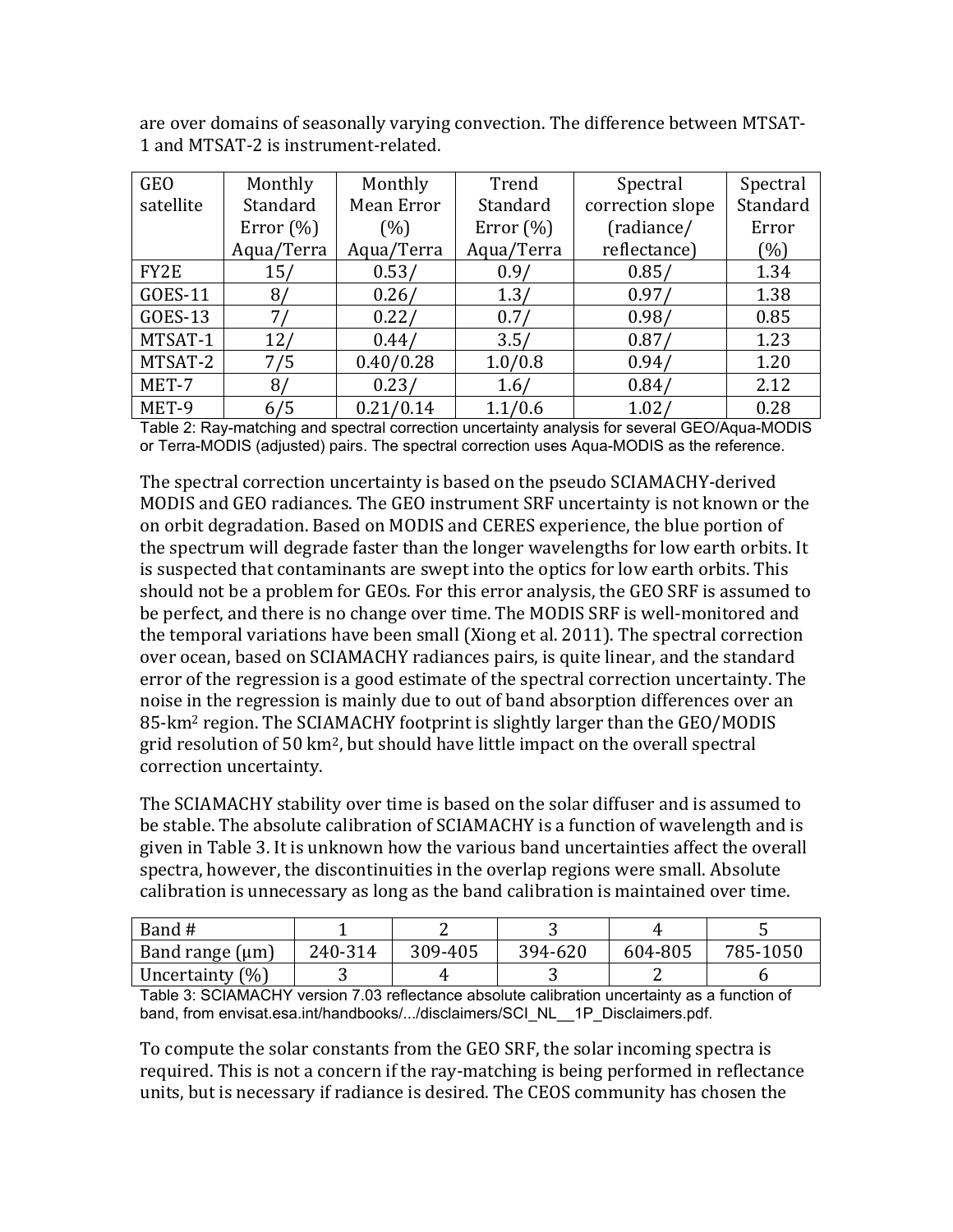are over domains of seasonally varying convection. The difference between MTSAT-1 and MTSAT-2 is instrument-related.

| GEO satellite | Monthly Standard Error (%) Aqua/Terra | Monthly Mean Error (%) Aqua/Terra | Trend Standard Error (%) Aqua/Terra | Spectral correction slope (radiance/ reflectance) | Spectral Standard Error (%) |
|---|---|---|---|---|---|
| FY2E | 15/ | 0.53/ | 0.9/ | 0.85/ | 1.34 |
| GOES-11 | 8/ | 0.26/ | 1.3/ | 0.97/ | 1.38 |
| GOES-13 | 7/ | 0.22/ | 0.7/ | 0.98/ | 0.85 |
| MTSAT-1 | 12/ | 0.44/ | 3.5/ | 0.87/ | 1.23 |
| MTSAT-2 | 7/5 | 0.40/0.28 | 1.0/0.8 | 0.94/ | 1.20 |
| MET-7 | 8/ | 0.23/ | 1.6/ | 0.84/ | 2.12 |
| MET-9 | 6/5 | 0.21/0.14 | 1.1/0.6 | 1.02/ | 0.28 |

Table 2: Ray-matching and spectral correction uncertainty analysis for several GEO/Aqua-MODIS or Terra-MODIS (adjusted) pairs. The spectral correction uses Aqua-MODIS as the reference.

The spectral correction uncertainty is based on the pseudo SCIAMACHY-derived MODIS and GEO radiances. The GEO instrument SRF uncertainty is not known or the on orbit degradation. Based on MODIS and CERES experience, the blue portion of the spectrum will degrade faster than the longer wavelengths for low earth orbits. It is suspected that contaminants are swept into the optics for low earth orbits. This should not be a problem for GEOs. For this error analysis, the GEO SRF is assumed to be perfect, and there is no change over time. The MODIS SRF is well-monitored and the temporal variations have been small (Xiong et al. 2011). The spectral correction over ocean, based on SCIAMACHY radiances pairs, is quite linear, and the standard error of the regression is a good estimate of the spectral correction uncertainty. The noise in the regression is mainly due to out of band absorption differences over an 85-km$^2$ region. The SCIAMACHY footprint is slightly larger than the GEO/MODIS grid resolution of 50 km$^2$, but should have little impact on the overall spectral correction uncertainty.

The SCIAMACHY stability over time is based on the solar diffuser and is assumed to be stable. The absolute calibration of SCIAMACHY is a function of wavelength and is given in Table 3. It is unknown how the various band uncertainties affect the overall spectra, however, the discontinuities in the overlap regions were small. Absolute calibration is unnecessary as long as the band calibration is maintained over time.

| Band # | 1 | 2 | 3 | 4 | 5 |
|---|---|---|---|---|---|
| Band range (µm) | 240-314 | 309-405 | 394-620 | 604-805 | 785-1050 |
| Uncertainty (%) | 3 | 4 | 3 | 2 | 6 |

Table 3: SCIAMACHY version 7.03 reflectance absolute calibration uncertainty as a function of band, from envisat.esa.int/handbooks/.../disclaimers/SCI_NL__1P_Disclaimers.pdf.

To compute the solar constants from the GEO SRF, the solar incoming spectra is required. This is not a concern if the ray-matching is being performed in reflectance units, but is necessary if radiance is desired. The CEOS community has chosen the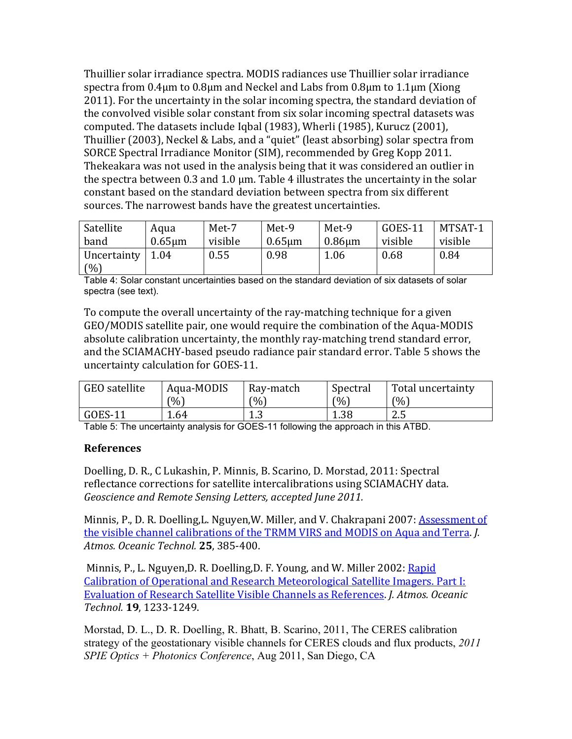Thuillier solar irradiance spectra. MODIS radiances use Thuillier solar irradiance spectra from 0.4µm to 0.8µm and Neckel and Labs from 0.8µm to 1.1µm (Xiong 2011). For the uncertainty in the solar incoming spectra, the standard deviation of the convolved visible solar constant from six solar incoming spectral datasets was computed. The datasets include Iqbal (1983), Wherli (1985), Kurucz (2001), Thuillier (2003), Neckel & Labs, and a "quiet" (least absorbing) solar spectra from SORCE Spectral Irradiance Monitor (SIM), recommended by Greg Kopp 2011. Thekeakara was not used in the analysis being that it was considered an outlier in the spectra between 0.3 and 1.0 µm. Table 4 illustrates the uncertainty in the solar constant based on the standard deviation between spectra from six different sources. The narrowest bands have the greatest uncertainties.

| Satellite band | Aqua 0.65µm | Met-7 visible | Met-9 0.65µm | Met-9 0.86µm | GOES-11 visible | MTSAT-1 visible |
|---|---|---|---|---|---|---|
| Uncertainty (%) | 1.04 | 0.55 | 0.98 | 1.06 | 0.68 | 0.84 |

Table 4: Solar constant uncertainties based on the standard deviation of six datasets of solar spectra (see text).

To compute the overall uncertainty of the ray-matching technique for a given GEO/MODIS satellite pair, one would require the combination of the Aqua-MODIS absolute calibration uncertainty, the monthly ray-matching trend standard error, and the SCIAMACHY-based pseudo radiance pair standard error. Table 5 shows the uncertainty calculation for GOES-11.

| GEO satellite | Aqua-MODIS (%) | Ray-match (%) | Spectral (%) | Total uncertainty (%) |
|---|---|---|---|---|
| GOES-11 | 1.64 | 1.3 | 1.38 | 2.5 |

Table 5: The uncertainty analysis for GOES-11 following the approach in this ATBD.

### References

Doelling, D. R., C Lukashin, P. Minnis, B. Scarino, D. Morstad, 2011: Spectral reflectance corrections for satellite intercalibrations using SCIAMACHY data. *Geoscience and Remote Sensing Letters, accepted June 2011.*

Minnis, P., D. R. Doelling,L. Nguyen,W. Miller, and V. Chakrapani 2007: Assessment of the visible channel calibrations of the TRMM VIRS and MODIS on Aqua and Terra. *J. Atmos. Oceanic Technol.* **25**, 385-400.

Minnis, P., L. Nguyen,D. R. Doelling,D. F. Young, and W. Miller 2002: Rapid Calibration of Operational and Research Meteorological Satellite Imagers. Part I: Evaluation of Research Satellite Visible Channels as References. *J. Atmos. Oceanic Technol.* **19**, 1233-1249.

Morstad, D. L., D. R. Doelling, R. Bhatt, B. Scarino, 2011, The CERES calibration strategy of the geostationary visible channels for CERES clouds and flux products, *2011 SPIE Optics + Photonics Conference*, Aug 2011, San Diego, CA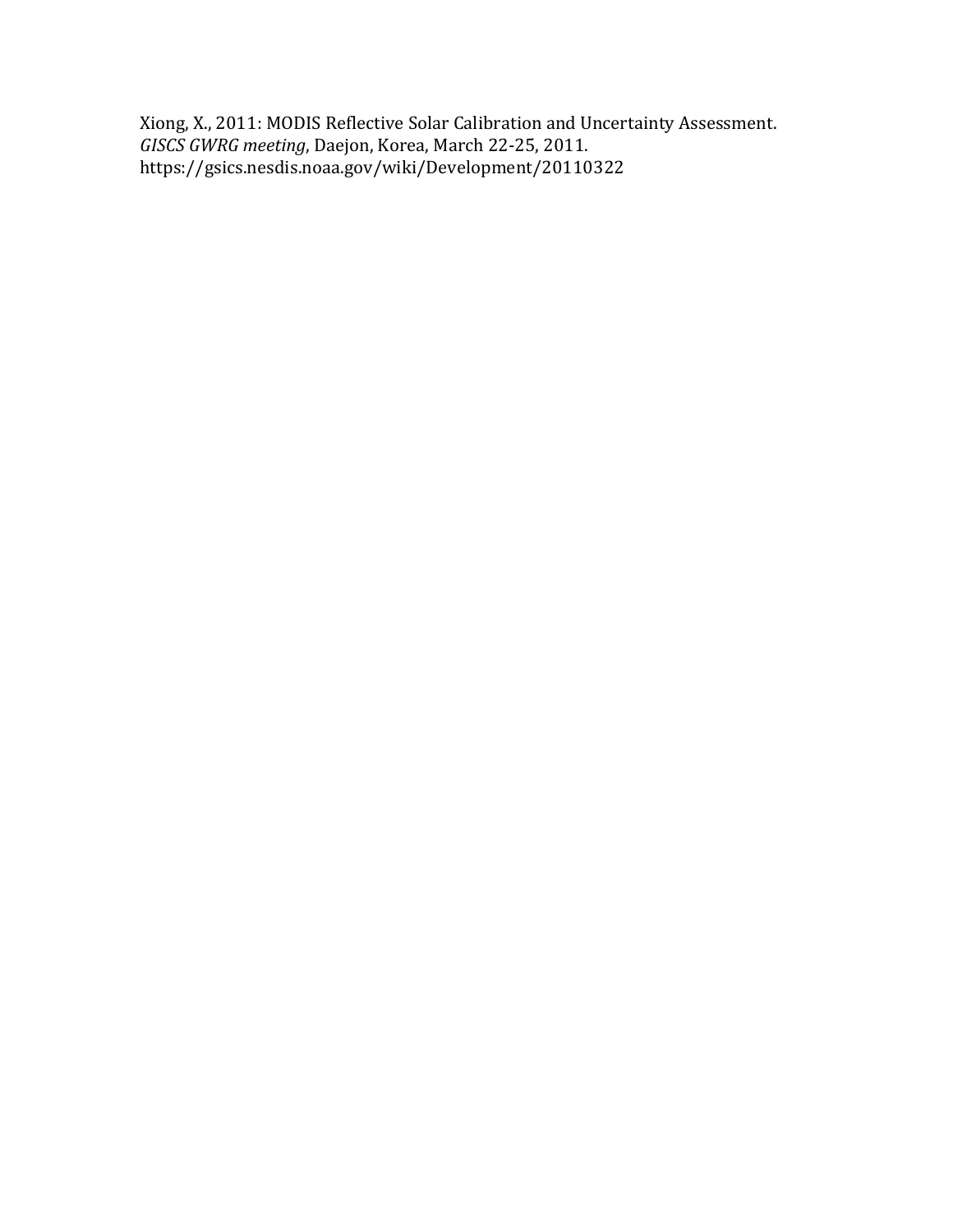Xiong, X., 2011: MODIS Reflective Solar Calibration and Uncertainty Assessment. *GISCS GWRG meeting*, Daejon, Korea, March 22-25, 2011. https://gsics.nesdis.noaa.gov/wiki/Development/20110322